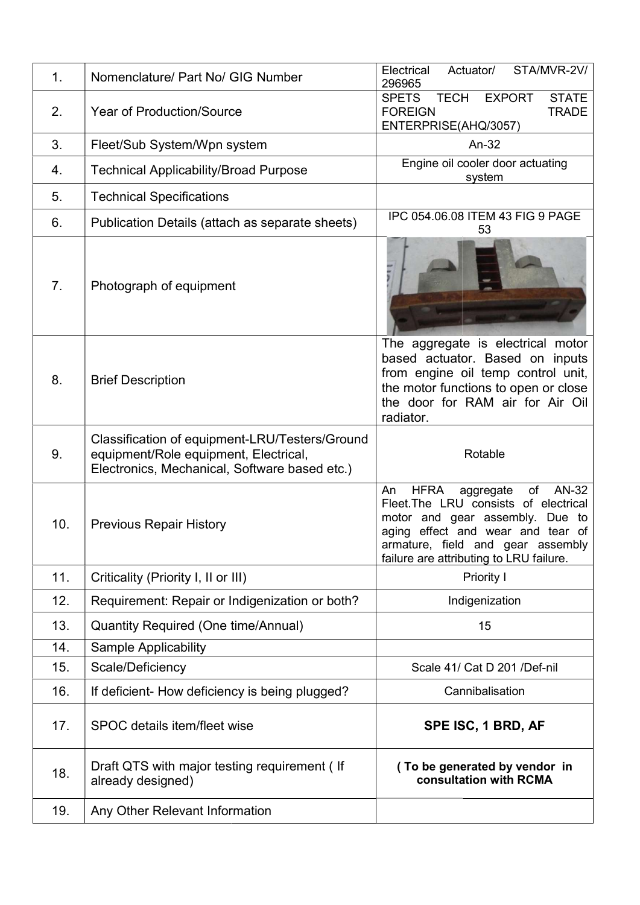| 1. | Nomenclature/ Part No/ GIG Number | Electrical Actuator/ STA/MVR-2V/ 296965 |
|---|---|---|
| 2. | Year of Production/Source | SPETS TECH EXPORT STATE FOREIGN TRADE ENTERPRISE(AHQ/3057) |
| 3. | Fleet/Sub System/Wpn system | An-32 |
| 4. | Technical Applicability/Broad Purpose | Engine oil cooler door actuating system |
| 5. | Technical Specifications | |
| 6. | Publication Details (attach as separate sheets) | IPC 054.06.08 ITEM 43 FIG 9 PAGE 53 |
| 7. | Photograph of equipment | |
| 8. | Brief Description | The aggregate is electrical motor based actuator. Based on inputs from engine oil temp control unit, the motor functions to open or close the door for RAM air for Air Oil radiator. |
| 9. | Classification of equipment-LRU/Testers/Ground equipment/Role equipment, Electrical, Electronics, Mechanical, Software based etc.) | Rotable |
| 10. | Previous Repair History | An HFRA aggregate of AN-32 Fleet.The LRU consists of electrical motor and gear assembly. Due to aging effect and wear and tear of armature, field and gear assembly failure are attributing to LRU failure. |
| 11. | Criticality (Priority I, II or III) | Priority I |
| 12. | Requirement: Repair or Indigenization or both? | Indigenization |
| 13. | Quantity Required (One time/Annual) | 15 |
| 14. | Sample Applicability | |
| 15. | Scale/Deficiency | Scale 41/ Cat D 201 /Def-nil |
| 16. | If deficient- How deficiency is being plugged? | Cannibalisation |
| 17. | SPOC details item/fleet wise | **SPE ISC, 1 BRD, AF** |
| 18. | Draft QTS with major testing requirement ( If already designed) | **( To be generated by vendor in consultation with RCMA** |
| 19. | Any Other Relevant Information | |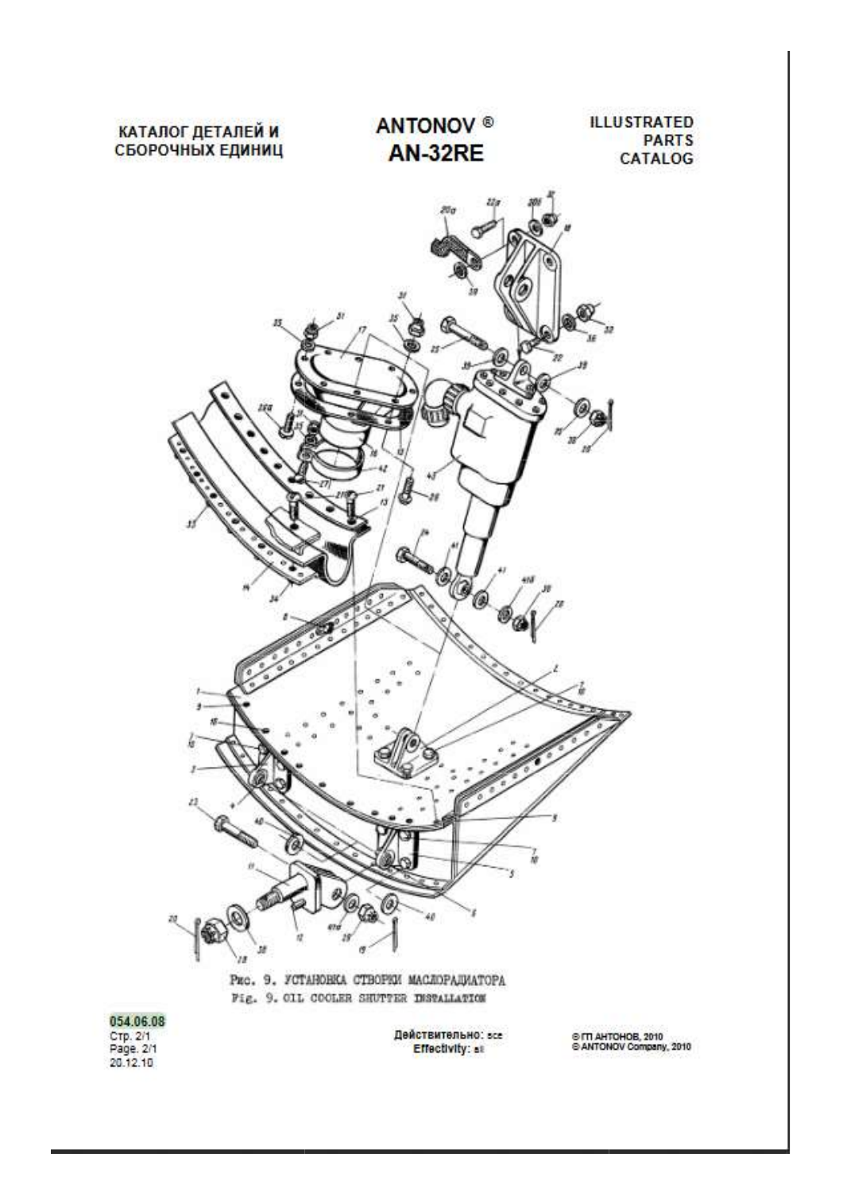Рис. 9. УСТАНОВКА СТВОРКИ МАСЛОРАДИАТОРА

Fig. 9. OIL COOLER SHUTTER INSTALLATION